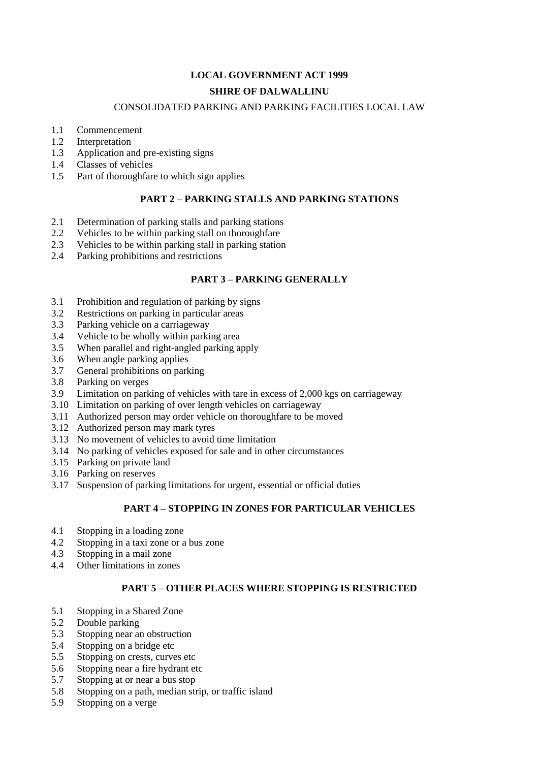**LOCAL GOVERNMENT ACT 1999**

**SHIRE OF DALWALLINU**

CONSOLIDATED PARKING AND PARKING FACILITIES LOCAL LAW

1.1 Commencement
1.2 Interpretation
1.3 Application and pre-existing signs
1.4 Classes of vehicles
1.5 Part of thoroughfare to which sign applies

## PART 2 – PARKING STALLS AND PARKING STATIONS

2.1 Determination of parking stalls and parking stations
2.2 Vehicles to be within parking stall on thoroughfare
2.3 Vehicles to be within parking stall in parking station
2.4 Parking prohibitions and restrictions

## PART 3 – PARKING GENERALLY

3.1 Prohibition and regulation of parking by signs
3.2 Restrictions on parking in particular areas
3.3 Parking vehicle on a carriageway
3.4 Vehicle to be wholly within parking area
3.5 When parallel and right-angled parking apply
3.6 When angle parking applies
3.7 General prohibitions on parking
3.8 Parking on verges
3.9 Limitation on parking of vehicles with tare in excess of 2,000 kgs on carriageway
3.10 Limitation on parking of over length vehicles on carriageway
3.11 Authorized person may order vehicle on thoroughfare to be moved
3.12 Authorized person may mark tyres
3.13 No movement of vehicles to avoid time limitation
3.14 No parking of vehicles exposed for sale and in other circumstances
3.15 Parking on private land
3.16 Parking on reserves
3.17 Suspension of parking limitations for urgent, essential or official duties

## PART 4 – STOPPING IN ZONES FOR PARTICULAR VEHICLES

4.1 Stopping in a loading zone
4.2 Stopping in a taxi zone or a bus zone
4.3 Stopping in a mail zone
4.4 Other limitations in zones

## PART 5 – OTHER PLACES WHERE STOPPING IS RESTRICTED

5.1 Stopping in a Shared Zone
5.2 Double parking
5.3 Stopping near an obstruction
5.4 Stopping on a bridge etc
5.5 Stopping on crests, curves etc
5.6 Stopping near a fire hydrant etc
5.7 Stopping at or near a bus stop
5.8 Stopping on a path, median strip, or traffic island
5.9 Stopping on a verge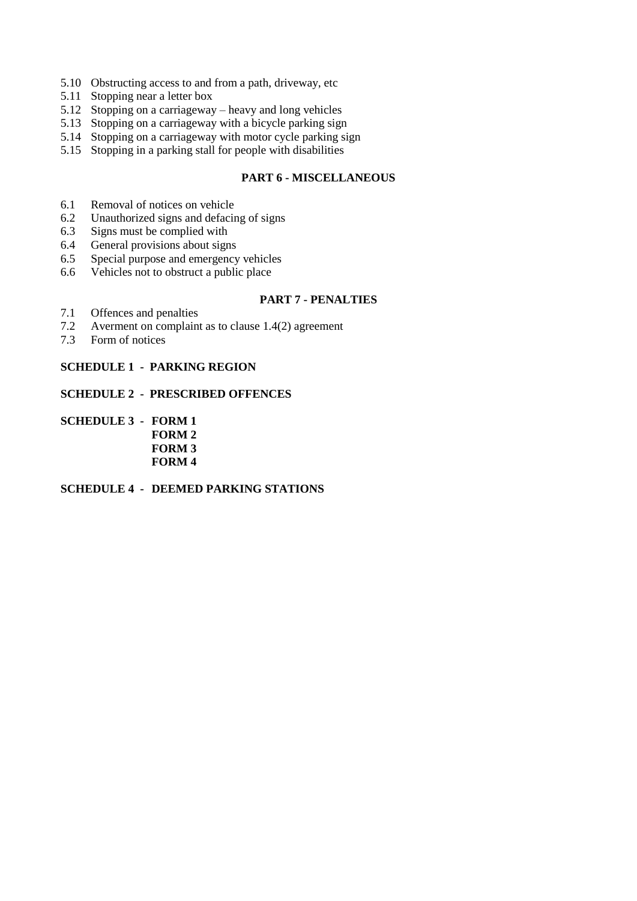5.10 Obstructing access to and from a path, driveway, etc
5.11 Stopping near a letter box
5.12 Stopping on a carriageway – heavy and long vehicles
5.13 Stopping on a carriageway with a bicycle parking sign
5.14 Stopping on a carriageway with motor cycle parking sign
5.15 Stopping in a parking stall for people with disabilities

**PART 6 - MISCELLANEOUS**

6.1 Removal of notices on vehicle
6.2 Unauthorized signs and defacing of signs
6.3 Signs must be complied with
6.4 General provisions about signs
6.5 Special purpose and emergency vehicles
6.6 Vehicles not to obstruct a public place

**PART 7 - PENALTIES**

7.1 Offences and penalties
7.2 Averment on complaint as to clause 1.4(2) agreement
7.3 Form of notices

**SCHEDULE 1 - PARKING REGION**

**SCHEDULE 2 - PRESCRIBED OFFENCES**

**SCHEDULE 3 - FORM 1**
**FORM 2**
**FORM 3**
**FORM 4**

**SCHEDULE 4 - DEEMED PARKING STATIONS**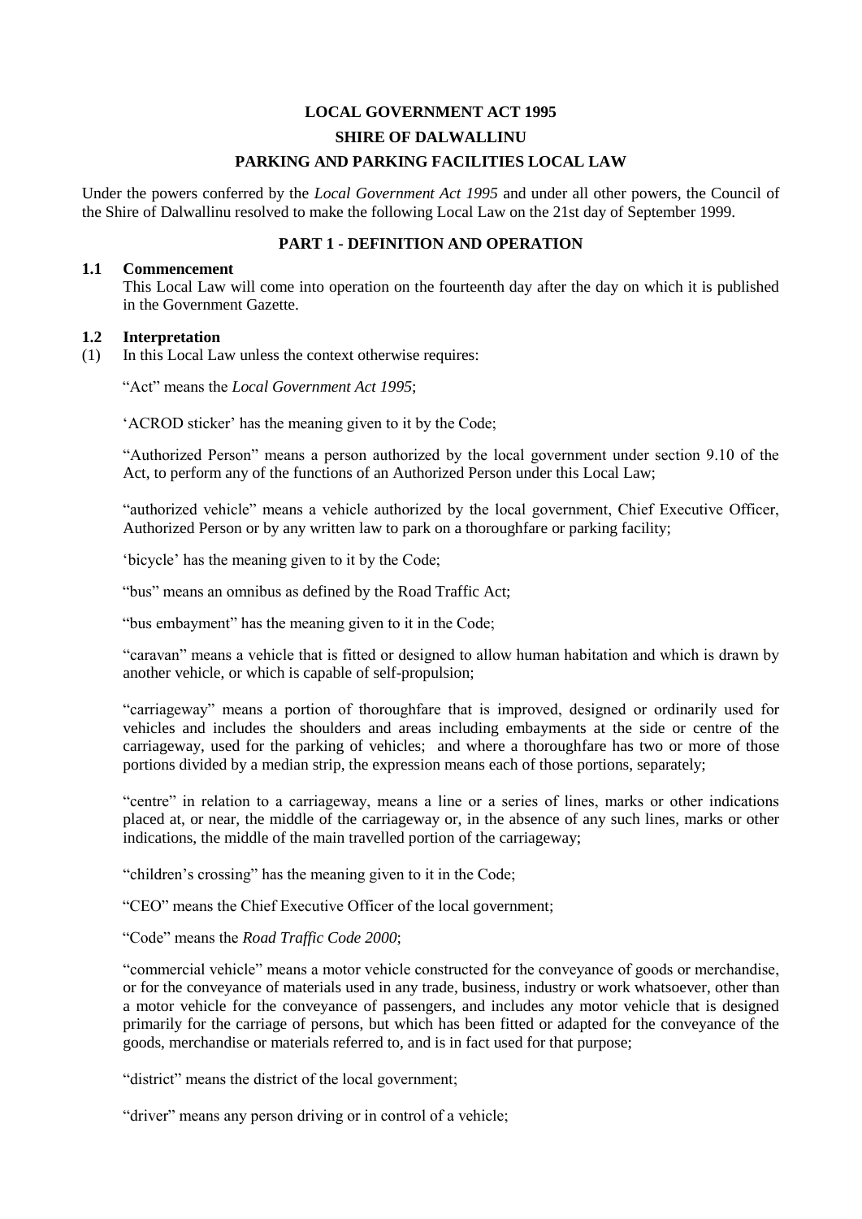**LOCAL GOVERNMENT ACT 1995**

**SHIRE OF DALWALLINU**

**PARKING AND PARKING FACILITIES LOCAL LAW**

Under the powers conferred by the *Local Government Act 1995* and under all other powers, the Council of the Shire of Dalwallinu resolved to make the following Local Law on the 21st day of September 1999.

## PART 1 - DEFINITION AND OPERATION

### 1.1 Commencement

This Local Law will come into operation on the fourteenth day after the day on which it is published in the Government Gazette.

### 1.2 Interpretation

(1) In this Local Law unless the context otherwise requires:

"Act" means the *Local Government Act 1995*;

'ACROD sticker' has the meaning given to it by the Code;

"Authorized Person" means a person authorized by the local government under section 9.10 of the Act, to perform any of the functions of an Authorized Person under this Local Law;

"authorized vehicle" means a vehicle authorized by the local government, Chief Executive Officer, Authorized Person or by any written law to park on a thoroughfare or parking facility;

'bicycle' has the meaning given to it by the Code;

"bus" means an omnibus as defined by the Road Traffic Act;

"bus embayment" has the meaning given to it in the Code;

"caravan" means a vehicle that is fitted or designed to allow human habitation and which is drawn by another vehicle, or which is capable of self-propulsion;

"carriageway" means a portion of thoroughfare that is improved, designed or ordinarily used for vehicles and includes the shoulders and areas including embayments at the side or centre of the carriageway, used for the parking of vehicles; and where a thoroughfare has two or more of those portions divided by a median strip, the expression means each of those portions, separately;

"centre" in relation to a carriageway, means a line or a series of lines, marks or other indications placed at, or near, the middle of the carriageway or, in the absence of any such lines, marks or other indications, the middle of the main travelled portion of the carriageway;

"children's crossing" has the meaning given to it in the Code;

"CEO" means the Chief Executive Officer of the local government;

"Code" means the *Road Traffic Code 2000*;

"commercial vehicle" means a motor vehicle constructed for the conveyance of goods or merchandise, or for the conveyance of materials used in any trade, business, industry or work whatsoever, other than a motor vehicle for the conveyance of passengers, and includes any motor vehicle that is designed primarily for the carriage of persons, but which has been fitted or adapted for the conveyance of the goods, merchandise or materials referred to, and is in fact used for that purpose;

"district" means the district of the local government;

"driver" means any person driving or in control of a vehicle;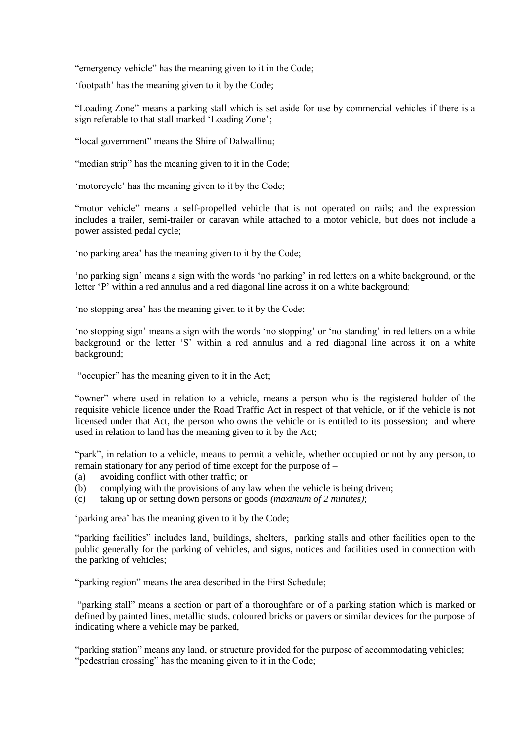"emergency vehicle" has the meaning given to it in the Code;

'footpath' has the meaning given to it by the Code;

"Loading Zone" means a parking stall which is set aside for use by commercial vehicles if there is a sign referable to that stall marked 'Loading Zone';

"local government" means the Shire of Dalwallinu;

"median strip" has the meaning given to it in the Code;

'motorcycle' has the meaning given to it by the Code;

"motor vehicle" means a self-propelled vehicle that is not operated on rails; and the expression includes a trailer, semi-trailer or caravan while attached to a motor vehicle, but does not include a power assisted pedal cycle;

'no parking area' has the meaning given to it by the Code;

'no parking sign' means a sign with the words 'no parking' in red letters on a white background, or the letter 'P' within a red annulus and a red diagonal line across it on a white background;

'no stopping area' has the meaning given to it by the Code;

'no stopping sign' means a sign with the words 'no stopping' or 'no standing' in red letters on a white background or the letter 'S' within a red annulus and a red diagonal line across it on a white background;

"occupier" has the meaning given to it in the Act;

"owner" where used in relation to a vehicle, means a person who is the registered holder of the requisite vehicle licence under the Road Traffic Act in respect of that vehicle, or if the vehicle is not licensed under that Act, the person who owns the vehicle or is entitled to its possession; and where used in relation to land has the meaning given to it by the Act;

"park", in relation to a vehicle, means to permit a vehicle, whether occupied or not by any person, to remain stationary for any period of time except for the purpose of –

(a) avoiding conflict with other traffic; or
(b) complying with the provisions of any law when the vehicle is being driven;
(c) taking up or setting down persons or goods *(maximum of 2 minutes)*;

'parking area' has the meaning given to it by the Code;

"parking facilities" includes land, buildings, shelters, parking stalls and other facilities open to the public generally for the parking of vehicles, and signs, notices and facilities used in connection with the parking of vehicles;

"parking region" means the area described in the First Schedule;

"parking stall" means a section or part of a thoroughfare or of a parking station which is marked or defined by painted lines, metallic studs, coloured bricks or pavers or similar devices for the purpose of indicating where a vehicle may be parked,

"parking station" means any land, or structure provided for the purpose of accommodating vehicles;
"pedestrian crossing" has the meaning given to it in the Code;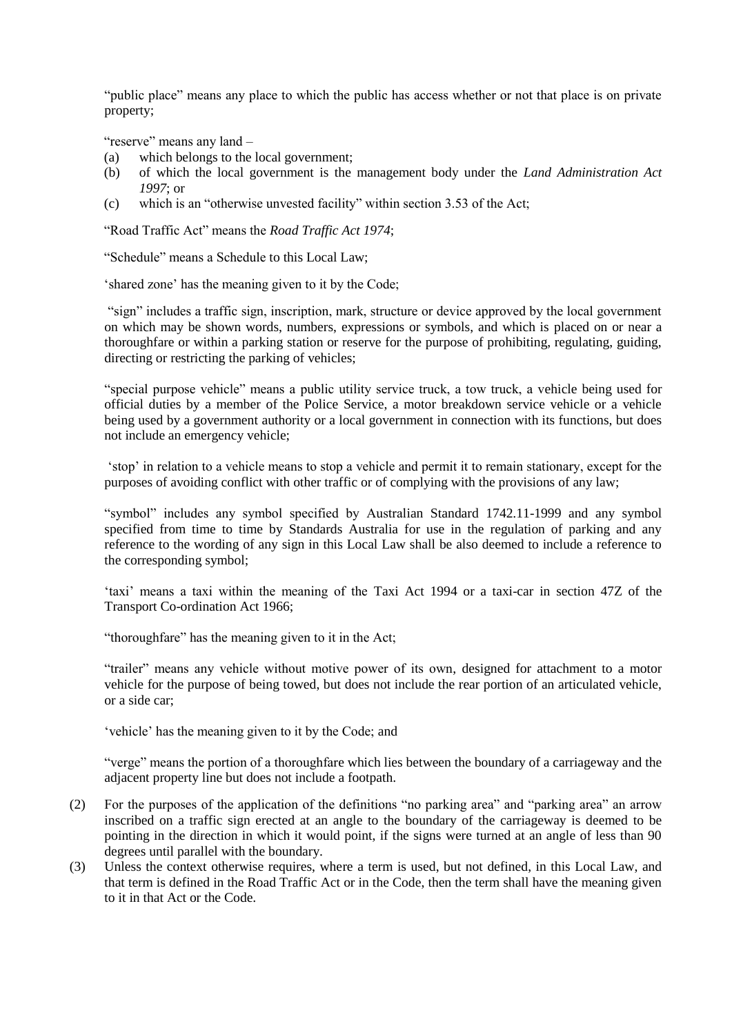"public place" means any place to which the public has access whether or not that place is on private property;

"reserve" means any land –

(a) which belongs to the local government;
(b) of which the local government is the management body under the *Land Administration Act 1997*; or
(c) which is an "otherwise unvested facility" within section 3.53 of the Act;

"Road Traffic Act" means the *Road Traffic Act 1974*;

"Schedule" means a Schedule to this Local Law;

'shared zone' has the meaning given to it by the Code;

"sign" includes a traffic sign, inscription, mark, structure or device approved by the local government on which may be shown words, numbers, expressions or symbols, and which is placed on or near a thoroughfare or within a parking station or reserve for the purpose of prohibiting, regulating, guiding, directing or restricting the parking of vehicles;

"special purpose vehicle" means a public utility service truck, a tow truck, a vehicle being used for official duties by a member of the Police Service, a motor breakdown service vehicle or a vehicle being used by a government authority or a local government in connection with its functions, but does not include an emergency vehicle;

'stop' in relation to a vehicle means to stop a vehicle and permit it to remain stationary, except for the purposes of avoiding conflict with other traffic or of complying with the provisions of any law;

"symbol" includes any symbol specified by Australian Standard 1742.11-1999 and any symbol specified from time to time by Standards Australia for use in the regulation of parking and any reference to the wording of any sign in this Local Law shall be also deemed to include a reference to the corresponding symbol;

'taxi' means a taxi within the meaning of the Taxi Act 1994 or a taxi-car in section 47Z of the Transport Co-ordination Act 1966;

"thoroughfare" has the meaning given to it in the Act;

"trailer" means any vehicle without motive power of its own, designed for attachment to a motor vehicle for the purpose of being towed, but does not include the rear portion of an articulated vehicle, or a side car;

'vehicle' has the meaning given to it by the Code; and

"verge" means the portion of a thoroughfare which lies between the boundary of a carriageway and the adjacent property line but does not include a footpath.

(2) For the purposes of the application of the definitions "no parking area" and "parking area" an arrow inscribed on a traffic sign erected at an angle to the boundary of the carriageway is deemed to be pointing in the direction in which it would point, if the signs were turned at an angle of less than 90 degrees until parallel with the boundary.

(3) Unless the context otherwise requires, where a term is used, but not defined, in this Local Law, and that term is defined in the Road Traffic Act or in the Code, then the term shall have the meaning given to it in that Act or the Code.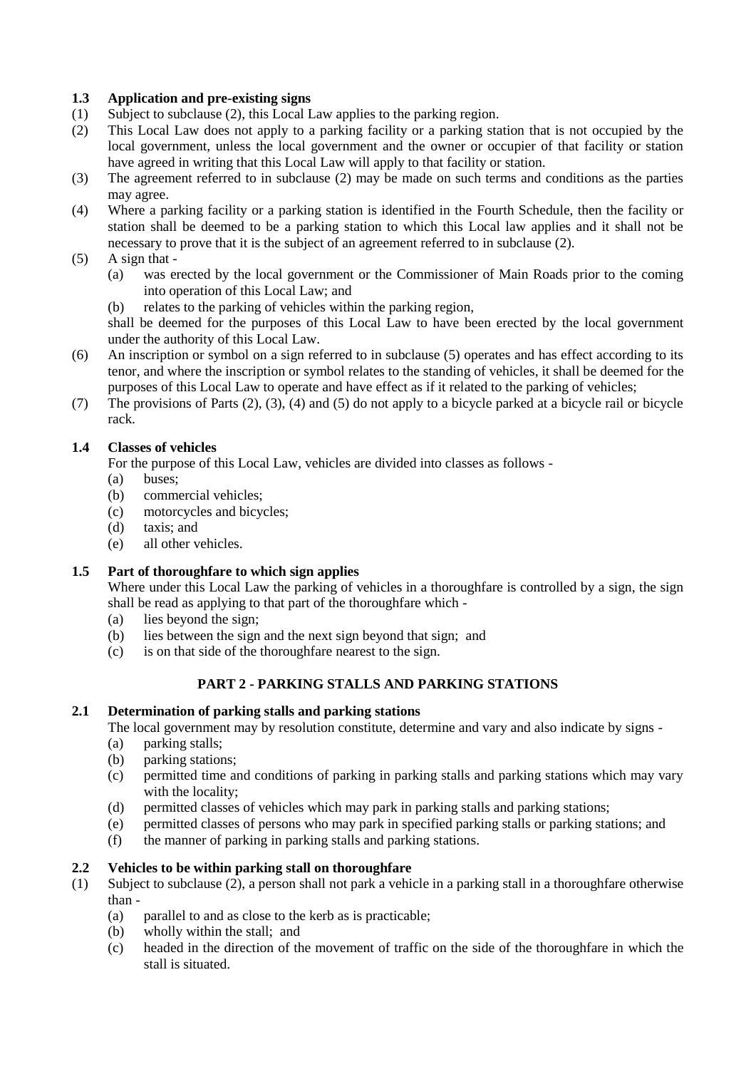### 1.3 Application and pre-existing signs

(1) Subject to subclause (2), this Local Law applies to the parking region.

(2) This Local Law does not apply to a parking facility or a parking station that is not occupied by the local government, unless the local government and the owner or occupier of that facility or station have agreed in writing that this Local Law will apply to that facility or station.

(3) The agreement referred to in subclause (2) may be made on such terms and conditions as the parties may agree.

(4) Where a parking facility or a parking station is identified in the Fourth Schedule, then the facility or station shall be deemed to be a parking station to which this Local law applies and it shall not be necessary to prove that it is the subject of an agreement referred to in subclause (2).

(5) A sign that -
   (a) was erected by the local government or the Commissioner of Main Roads prior to the coming into operation of this Local Law; and
   (b) relates to the parking of vehicles within the parking region,

   shall be deemed for the purposes of this Local Law to have been erected by the local government under the authority of this Local Law.

(6) An inscription or symbol on a sign referred to in subclause (5) operates and has effect according to its tenor, and where the inscription or symbol relates to the standing of vehicles, it shall be deemed for the purposes of this Local Law to operate and have effect as if it related to the parking of vehicles;

(7) The provisions of Parts (2), (3), (4) and (5) do not apply to a bicycle parked at a bicycle rail or bicycle rack.

### 1.4 Classes of vehicles

For the purpose of this Local Law, vehicles are divided into classes as follows -
   (a) buses;
   (b) commercial vehicles;
   (c) motorcycles and bicycles;
   (d) taxis; and
   (e) all other vehicles.

### 1.5 Part of thoroughfare to which sign applies

Where under this Local Law the parking of vehicles in a thoroughfare is controlled by a sign, the sign shall be read as applying to that part of the thoroughfare which -
   (a) lies beyond the sign;
   (b) lies between the sign and the next sign beyond that sign; and
   (c) is on that side of the thoroughfare nearest to the sign.

## PART 2 - PARKING STALLS AND PARKING STATIONS

### 2.1 Determination of parking stalls and parking stations

The local government may by resolution constitute, determine and vary and also indicate by signs -
   (a) parking stalls;
   (b) parking stations;
   (c) permitted time and conditions of parking in parking stalls and parking stations which may vary with the locality;
   (d) permitted classes of vehicles which may park in parking stalls and parking stations;
   (e) permitted classes of persons who may park in specified parking stalls or parking stations; and
   (f) the manner of parking in parking stalls and parking stations.

### 2.2 Vehicles to be within parking stall on thoroughfare

(1) Subject to subclause (2), a person shall not park a vehicle in a parking stall in a thoroughfare otherwise than -
   (a) parallel to and as close to the kerb as is practicable;
   (b) wholly within the stall; and
   (c) headed in the direction of the movement of traffic on the side of the thoroughfare in which the stall is situated.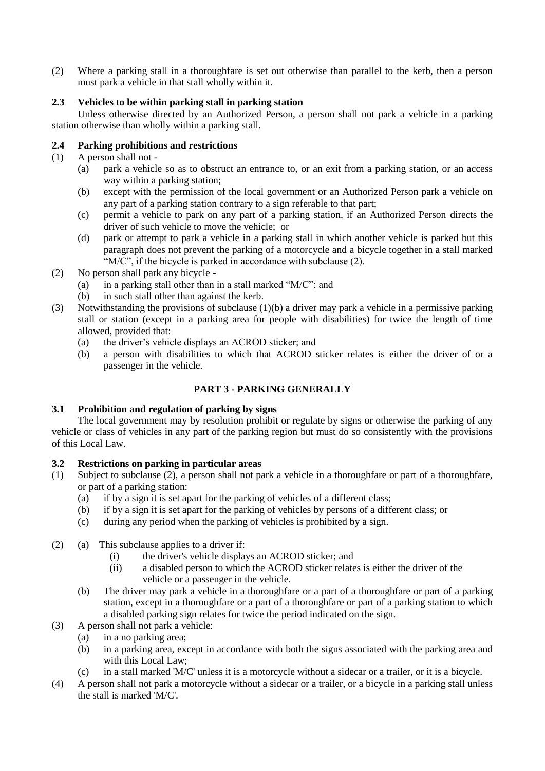(2) Where a parking stall in a thoroughfare is set out otherwise than parallel to the kerb, then a person must park a vehicle in that stall wholly within it.

### 2.3 Vehicles to be within parking stall in parking station

Unless otherwise directed by an Authorized Person, a person shall not park a vehicle in a parking station otherwise than wholly within a parking stall.

### 2.4 Parking prohibitions and restrictions

(1) A person shall not -
   - (a) park a vehicle so as to obstruct an entrance to, or an exit from a parking station, or an access way within a parking station;
   - (b) except with the permission of the local government or an Authorized Person park a vehicle on any part of a parking station contrary to a sign referable to that part;
   - (c) permit a vehicle to park on any part of a parking station, if an Authorized Person directs the driver of such vehicle to move the vehicle; or
   - (d) park or attempt to park a vehicle in a parking stall in which another vehicle is parked but this paragraph does not prevent the parking of a motorcycle and a bicycle together in a stall marked "M/C", if the bicycle is parked in accordance with subclause (2).

(2) No person shall park any bicycle -
   - (a) in a parking stall other than in a stall marked "M/C"; and
   - (b) in such stall other than against the kerb.

(3) Notwithstanding the provisions of subclause (1)(b) a driver may park a vehicle in a permissive parking stall or station (except in a parking area for people with disabilities) for twice the length of time allowed, provided that:
   - (a) the driver's vehicle displays an ACROD sticker; and
   - (b) a person with disabilities to which that ACROD sticker relates is either the driver of or a passenger in the vehicle.

## PART 3 - PARKING GENERALLY

### 3.1 Prohibition and regulation of parking by signs

The local government may by resolution prohibit or regulate by signs or otherwise the parking of any vehicle or class of vehicles in any part of the parking region but must do so consistently with the provisions of this Local Law.

### 3.2 Restrictions on parking in particular areas

(1) Subject to subclause (2), a person shall not park a vehicle in a thoroughfare or part of a thoroughfare, or part of a parking station:
   - (a) if by a sign it is set apart for the parking of vehicles of a different class;
   - (b) if by a sign it is set apart for the parking of vehicles by persons of a different class; or
   - (c) during any period when the parking of vehicles is prohibited by a sign.

(2)
   - (a) This subclause applies to a driver if:
     - (i) the driver's vehicle displays an ACROD sticker; and
     - (ii) a disabled person to which the ACROD sticker relates is either the driver of the vehicle or a passenger in the vehicle.
   - (b) The driver may park a vehicle in a thoroughfare or a part of a thoroughfare or part of a parking station, except in a thoroughfare or a part of a thoroughfare or part of a parking station to which a disabled parking sign relates for twice the period indicated on the sign.

(3) A person shall not park a vehicle:
   - (a) in a no parking area;
   - (b) in a parking area, except in accordance with both the signs associated with the parking area and with this Local Law;
   - (c) in a stall marked 'M/C' unless it is a motorcycle without a sidecar or a trailer, or it is a bicycle.

(4) A person shall not park a motorcycle without a sidecar or a trailer, or a bicycle in a parking stall unless the stall is marked 'M/C'.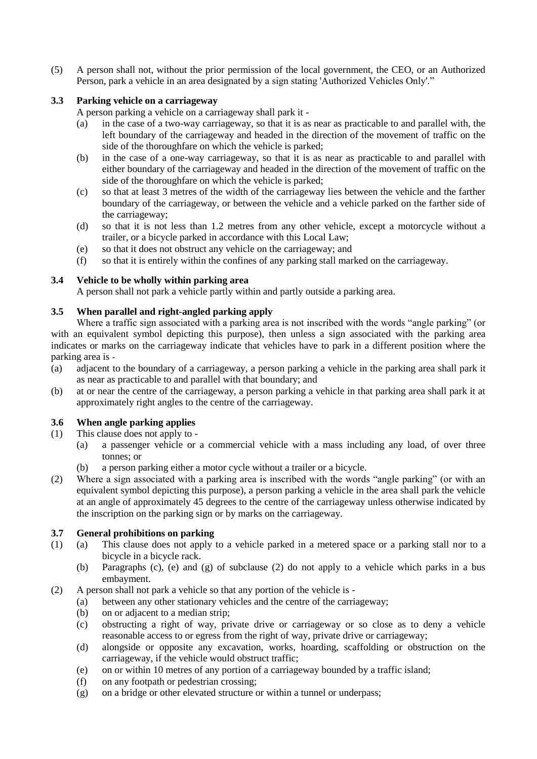(5) A person shall not, without the prior permission of the local government, the CEO, or an Authorized Person, park a vehicle in an area designated by a sign stating 'Authorized Vehicles Only'."

### 3.3 Parking vehicle on a carriageway

A person parking a vehicle on a carriageway shall park it -

- (a) in the case of a two-way carriageway, so that it is as near as practicable to and parallel with, the left boundary of the carriageway and headed in the direction of the movement of traffic on the side of the thoroughfare on which the vehicle is parked;
- (b) in the case of a one-way carriageway, so that it is as near as practicable to and parallel with either boundary of the carriageway and headed in the direction of the movement of traffic on the side of the thoroughfare on which the vehicle is parked;
- (c) so that at least 3 metres of the width of the carriageway lies between the vehicle and the farther boundary of the carriageway, or between the vehicle and a vehicle parked on the farther side of the carriageway;
- (d) so that it is not less than 1.2 metres from any other vehicle, except a motorcycle without a trailer, or a bicycle parked in accordance with this Local Law;
- (e) so that it does not obstruct any vehicle on the carriageway; and
- (f) so that it is entirely within the confines of any parking stall marked on the carriageway.

### 3.4 Vehicle to be wholly within parking area

A person shall not park a vehicle partly within and partly outside a parking area.

### 3.5 When parallel and right-angled parking apply

Where a traffic sign associated with a parking area is not inscribed with the words "angle parking" (or with an equivalent symbol depicting this purpose), then unless a sign associated with the parking area indicates or marks on the carriageway indicate that vehicles have to park in a different position where the parking area is -

- (a) adjacent to the boundary of a carriageway, a person parking a vehicle in the parking area shall park it as near as practicable to and parallel with that boundary; and
- (b) at or near the centre of the carriageway, a person parking a vehicle in that parking area shall park it at approximately right angles to the centre of the carriageway.

### 3.6 When angle parking applies

(1) This clause does not apply to -

- (a) a passenger vehicle or a commercial vehicle with a mass including any load, of over three tonnes; or
- (b) a person parking either a motor cycle without a trailer or a bicycle.

(2) Where a sign associated with a parking area is inscribed with the words "angle parking" (or with an equivalent symbol depicting this purpose), a person parking a vehicle in the area shall park the vehicle at an angle of approximately 45 degrees to the centre of the carriageway unless otherwise indicated by the inscription on the parking sign or by marks on the carriageway.

### 3.7 General prohibitions on parking

(1)
- (a) This clause does not apply to a vehicle parked in a metered space or a parking stall nor to a bicycle in a bicycle rack.
- (b) Paragraphs (c), (e) and (g) of subclause (2) do not apply to a vehicle which parks in a bus embayment.

(2) A person shall not park a vehicle so that any portion of the vehicle is -

- (a) between any other stationary vehicles and the centre of the carriageway;
- (b) on or adjacent to a median strip;
- (c) obstructing a right of way, private drive or carriageway or so close as to deny a vehicle reasonable access to or egress from the right of way, private drive or carriageway;
- (d) alongside or opposite any excavation, works, hoarding, scaffolding or obstruction on the carriageway, if the vehicle would obstruct traffic;
- (e) on or within 10 metres of any portion of a carriageway bounded by a traffic island;
- (f) on any footpath or pedestrian crossing;
- (g) on a bridge or other elevated structure or within a tunnel or underpass;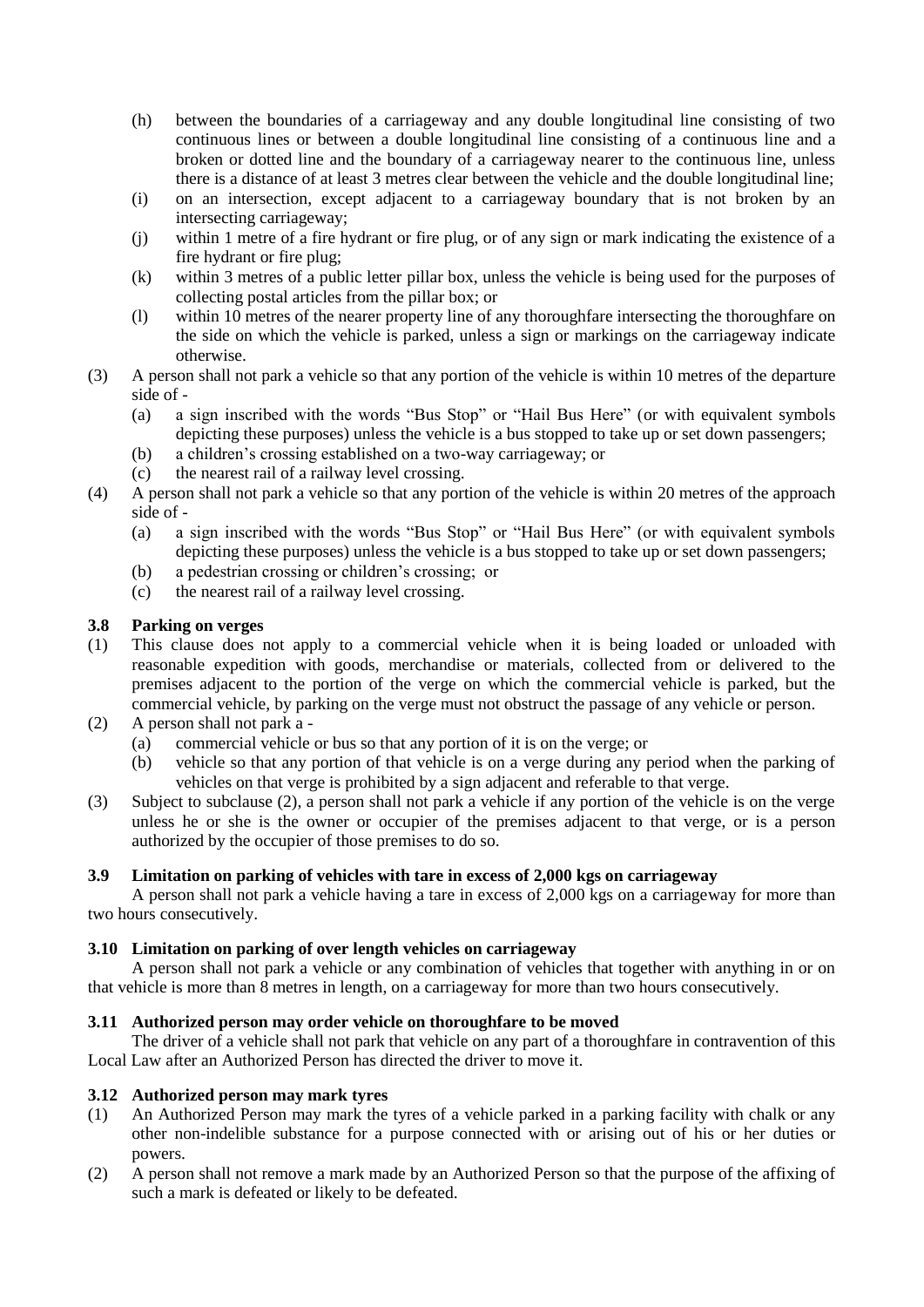- (h) between the boundaries of a carriageway and any double longitudinal line consisting of two continuous lines or between a double longitudinal line consisting of a continuous line and a broken or dotted line and the boundary of a carriageway nearer to the continuous line, unless there is a distance of at least 3 metres clear between the vehicle and the double longitudinal line;
- (i) on an intersection, except adjacent to a carriageway boundary that is not broken by an intersecting carriageway;
- (j) within 1 metre of a fire hydrant or fire plug, or of any sign or mark indicating the existence of a fire hydrant or fire plug;
- (k) within 3 metres of a public letter pillar box, unless the vehicle is being used for the purposes of collecting postal articles from the pillar box; or
- (l) within 10 metres of the nearer property line of any thoroughfare intersecting the thoroughfare on the side on which the vehicle is parked, unless a sign or markings on the carriageway indicate otherwise.

(3) A person shall not park a vehicle so that any portion of the vehicle is within 10 metres of the departure side of -
- (a) a sign inscribed with the words “Bus Stop” or “Hail Bus Here” (or with equivalent symbols depicting these purposes) unless the vehicle is a bus stopped to take up or set down passengers;
- (b) a children’s crossing established on a two-way carriageway; or
- (c) the nearest rail of a railway level crossing.

(4) A person shall not park a vehicle so that any portion of the vehicle is within 20 metres of the approach side of -
- (a) a sign inscribed with the words “Bus Stop” or “Hail Bus Here” (or with equivalent symbols depicting these purposes) unless the vehicle is a bus stopped to take up or set down passengers;
- (b) a pedestrian crossing or children’s crossing; or
- (c) the nearest rail of a railway level crossing.

### 3.8 Parking on verges

(1) This clause does not apply to a commercial vehicle when it is being loaded or unloaded with reasonable expedition with goods, merchandise or materials, collected from or delivered to the premises adjacent to the portion of the verge on which the commercial vehicle is parked, but the commercial vehicle, by parking on the verge must not obstruct the passage of any vehicle or person.

(2) A person shall not park a -
- (a) commercial vehicle or bus so that any portion of it is on the verge; or
- (b) vehicle so that any portion of that vehicle is on a verge during any period when the parking of vehicles on that verge is prohibited by a sign adjacent and referable to that verge.

(3) Subject to subclause (2), a person shall not park a vehicle if any portion of the vehicle is on the verge unless he or she is the owner or occupier of the premises adjacent to that verge, or is a person authorized by the occupier of those premises to do so.

### 3.9 Limitation on parking of vehicles with tare in excess of 2,000 kgs on carriageway

A person shall not park a vehicle having a tare in excess of 2,000 kgs on a carriageway for more than two hours consecutively.

### 3.10 Limitation on parking of over length vehicles on carriageway

A person shall not park a vehicle or any combination of vehicles that together with anything in or on that vehicle is more than 8 metres in length, on a carriageway for more than two hours consecutively.

### 3.11 Authorized person may order vehicle on thoroughfare to be moved

The driver of a vehicle shall not park that vehicle on any part of a thoroughfare in contravention of this Local Law after an Authorized Person has directed the driver to move it.

### 3.12 Authorized person may mark tyres

(1) An Authorized Person may mark the tyres of a vehicle parked in a parking facility with chalk or any other non-indelible substance for a purpose connected with or arising out of his or her duties or powers.

(2) A person shall not remove a mark made by an Authorized Person so that the purpose of the affixing of such a mark is defeated or likely to be defeated.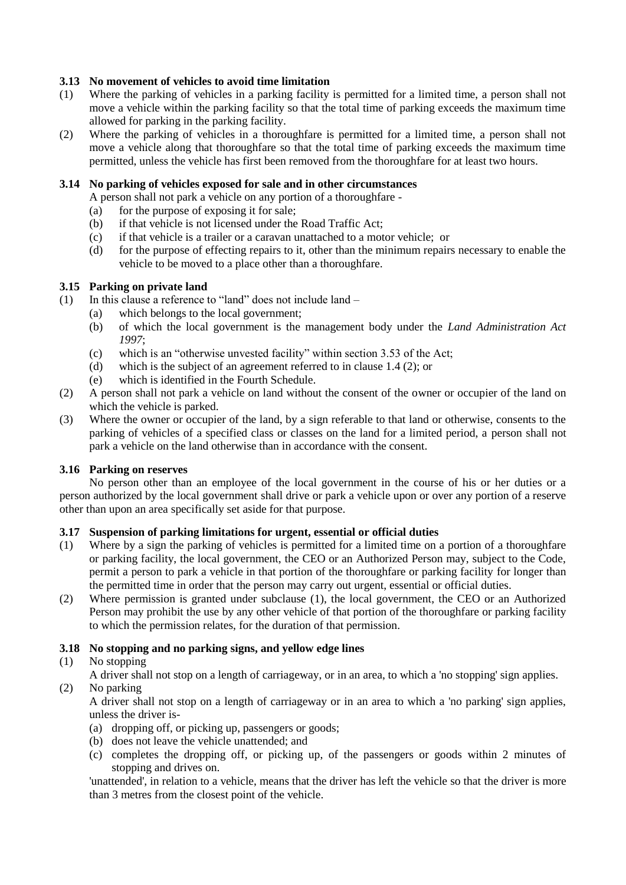### 3.13 No movement of vehicles to avoid time limitation

(1) Where the parking of vehicles in a parking facility is permitted for a limited time, a person shall not move a vehicle within the parking facility so that the total time of parking exceeds the maximum time allowed for parking in the parking facility.

(2) Where the parking of vehicles in a thoroughfare is permitted for a limited time, a person shall not move a vehicle along that thoroughfare so that the total time of parking exceeds the maximum time permitted, unless the vehicle has first been removed from the thoroughfare for at least two hours.

### 3.14 No parking of vehicles exposed for sale and in other circumstances

A person shall not park a vehicle on any portion of a thoroughfare -

(a) for the purpose of exposing it for sale;

(b) if that vehicle is not licensed under the Road Traffic Act;

(c) if that vehicle is a trailer or a caravan unattached to a motor vehicle; or

(d) for the purpose of effecting repairs to it, other than the minimum repairs necessary to enable the vehicle to be moved to a place other than a thoroughfare.

### 3.15 Parking on private land

(1) In this clause a reference to "land" does not include land –

(a) which belongs to the local government;

(b) of which the local government is the management body under the *Land Administration Act 1997*;

(c) which is an "otherwise unvested facility" within section 3.53 of the Act;

(d) which is the subject of an agreement referred to in clause 1.4 (2); or

(e) which is identified in the Fourth Schedule.

(2) A person shall not park a vehicle on land without the consent of the owner or occupier of the land on which the vehicle is parked.

(3) Where the owner or occupier of the land, by a sign referable to that land or otherwise, consents to the parking of vehicles of a specified class or classes on the land for a limited period, a person shall not park a vehicle on the land otherwise than in accordance with the consent.

### 3.16 Parking on reserves

No person other than an employee of the local government in the course of his or her duties or a person authorized by the local government shall drive or park a vehicle upon or over any portion of a reserve other than upon an area specifically set aside for that purpose.

### 3.17 Suspension of parking limitations for urgent, essential or official duties

(1) Where by a sign the parking of vehicles is permitted for a limited time on a portion of a thoroughfare or parking facility, the local government, the CEO or an Authorized Person may, subject to the Code, permit a person to park a vehicle in that portion of the thoroughfare or parking facility for longer than the permitted time in order that the person may carry out urgent, essential or official duties.

(2) Where permission is granted under subclause (1), the local government, the CEO or an Authorized Person may prohibit the use by any other vehicle of that portion of the thoroughfare or parking facility to which the permission relates, for the duration of that permission.

### 3.18 No stopping and no parking signs, and yellow edge lines

(1) No stopping

A driver shall not stop on a length of carriageway, or in an area, to which a 'no stopping' sign applies.

(2) No parking

A driver shall not stop on a length of carriageway or in an area to which a 'no parking' sign applies, unless the driver is-

(a) dropping off, or picking up, passengers or goods;

(b) does not leave the vehicle unattended; and

(c) completes the dropping off, or picking up, of the passengers or goods within 2 minutes of stopping and drives on.

'unattended', in relation to a vehicle, means that the driver has left the vehicle so that the driver is more than 3 metres from the closest point of the vehicle.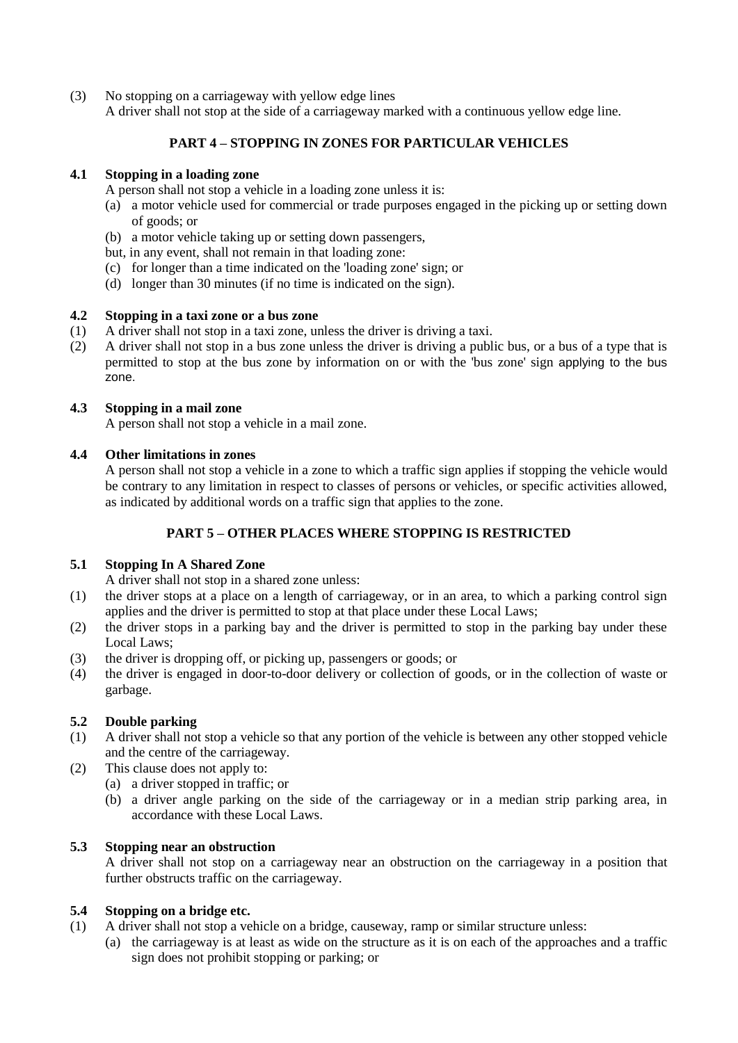(3) No stopping on a carriageway with yellow edge lines
A driver shall not stop at the side of a carriageway marked with a continuous yellow edge line.

## PART 4 – STOPPING IN ZONES FOR PARTICULAR VEHICLES

### 4.1 Stopping in a loading zone

A person shall not stop a vehicle in a loading zone unless it is:

(a) a motor vehicle used for commercial or trade purposes engaged in the picking up or setting down of goods; or

(b) a motor vehicle taking up or setting down passengers,

but, in any event, shall not remain in that loading zone:

(c) for longer than a time indicated on the 'loading zone' sign; or

(d) longer than 30 minutes (if no time is indicated on the sign).

### 4.2 Stopping in a taxi zone or a bus zone

(1) A driver shall not stop in a taxi zone, unless the driver is driving a taxi.

(2) A driver shall not stop in a bus zone unless the driver is driving a public bus, or a bus of a type that is permitted to stop at the bus zone by information on or with the 'bus zone' sign applying to the bus zone.

### 4.3 Stopping in a mail zone

A person shall not stop a vehicle in a mail zone.

### 4.4 Other limitations in zones

A person shall not stop a vehicle in a zone to which a traffic sign applies if stopping the vehicle would be contrary to any limitation in respect to classes of persons or vehicles, or specific activities allowed, as indicated by additional words on a traffic sign that applies to the zone.

## PART 5 – OTHER PLACES WHERE STOPPING IS RESTRICTED

### 5.1 Stopping In A Shared Zone

A driver shall not stop in a shared zone unless:

(1) the driver stops at a place on a length of carriageway, or in an area, to which a parking control sign applies and the driver is permitted to stop at that place under these Local Laws;

(2) the driver stops in a parking bay and the driver is permitted to stop in the parking bay under these Local Laws;

(3) the driver is dropping off, or picking up, passengers or goods; or

(4) the driver is engaged in door-to-door delivery or collection of goods, or in the collection of waste or garbage.

### 5.2 Double parking

(1) A driver shall not stop a vehicle so that any portion of the vehicle is between any other stopped vehicle and the centre of the carriageway.

(2) This clause does not apply to:

(a) a driver stopped in traffic; or

(b) a driver angle parking on the side of the carriageway or in a median strip parking area, in accordance with these Local Laws.

### 5.3 Stopping near an obstruction

A driver shall not stop on a carriageway near an obstruction on the carriageway in a position that further obstructs traffic on the carriageway.

### 5.4 Stopping on a bridge etc.

(1) A driver shall not stop a vehicle on a bridge, causeway, ramp or similar structure unless:

(a) the carriageway is at least as wide on the structure as it is on each of the approaches and a traffic sign does not prohibit stopping or parking; or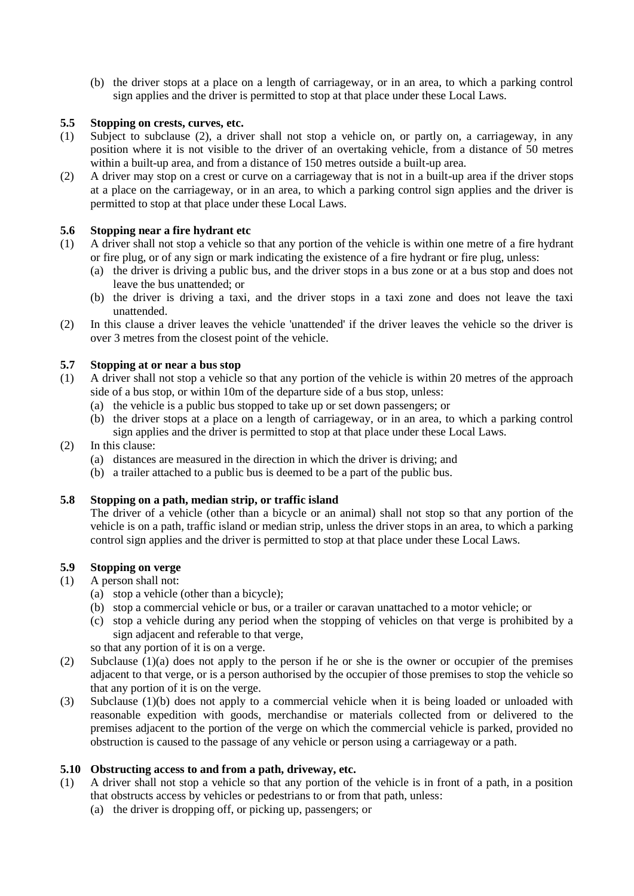(b) the driver stops at a place on a length of carriageway, or in an area, to which a parking control sign applies and the driver is permitted to stop at that place under these Local Laws.

### 5.5 Stopping on crests, curves, etc.

(1) Subject to subclause (2), a driver shall not stop a vehicle on, or partly on, a carriageway, in any position where it is not visible to the driver of an overtaking vehicle, from a distance of 50 metres within a built-up area, and from a distance of 150 metres outside a built-up area.

(2) A driver may stop on a crest or curve on a carriageway that is not in a built-up area if the driver stops at a place on the carriageway, or in an area, to which a parking control sign applies and the driver is permitted to stop at that place under these Local Laws.

### 5.6 Stopping near a fire hydrant etc

(1) A driver shall not stop a vehicle so that any portion of the vehicle is within one metre of a fire hydrant or fire plug, or of any sign or mark indicating the existence of a fire hydrant or fire plug, unless:
   (a) the driver is driving a public bus, and the driver stops in a bus zone or at a bus stop and does not leave the bus unattended; or
   (b) the driver is driving a taxi, and the driver stops in a taxi zone and does not leave the taxi unattended.

(2) In this clause a driver leaves the vehicle 'unattended' if the driver leaves the vehicle so the driver is over 3 metres from the closest point of the vehicle.

### 5.7 Stopping at or near a bus stop

(1) A driver shall not stop a vehicle so that any portion of the vehicle is within 20 metres of the approach side of a bus stop, or within 10m of the departure side of a bus stop, unless:
   (a) the vehicle is a public bus stopped to take up or set down passengers; or
   (b) the driver stops at a place on a length of carriageway, or in an area, to which a parking control sign applies and the driver is permitted to stop at that place under these Local Laws.

(2) In this clause:
   (a) distances are measured in the direction in which the driver is driving; and
   (b) a trailer attached to a public bus is deemed to be a part of the public bus.

### 5.8 Stopping on a path, median strip, or traffic island

The driver of a vehicle (other than a bicycle or an animal) shall not stop so that any portion of the vehicle is on a path, traffic island or median strip, unless the driver stops in an area, to which a parking control sign applies and the driver is permitted to stop at that place under these Local Laws.

### 5.9 Stopping on verge

(1) A person shall not:
   (a) stop a vehicle (other than a bicycle);
   (b) stop a commercial vehicle or bus, or a trailer or caravan unattached to a motor vehicle; or
   (c) stop a vehicle during any period when the stopping of vehicles on that verge is prohibited by a sign adjacent and referable to that verge,

   so that any portion of it is on a verge.

(2) Subclause (1)(a) does not apply to the person if he or she is the owner or occupier of the premises adjacent to that verge, or is a person authorised by the occupier of those premises to stop the vehicle so that any portion of it is on the verge.

(3) Subclause (1)(b) does not apply to a commercial vehicle when it is being loaded or unloaded with reasonable expedition with goods, merchandise or materials collected from or delivered to the premises adjacent to the portion of the verge on which the commercial vehicle is parked, provided no obstruction is caused to the passage of any vehicle or person using a carriageway or a path.

### 5.10 Obstructing access to and from a path, driveway, etc.

(1) A driver shall not stop a vehicle so that any portion of the vehicle is in front of a path, in a position that obstructs access by vehicles or pedestrians to or from that path, unless:
   (a) the driver is dropping off, or picking up, passengers; or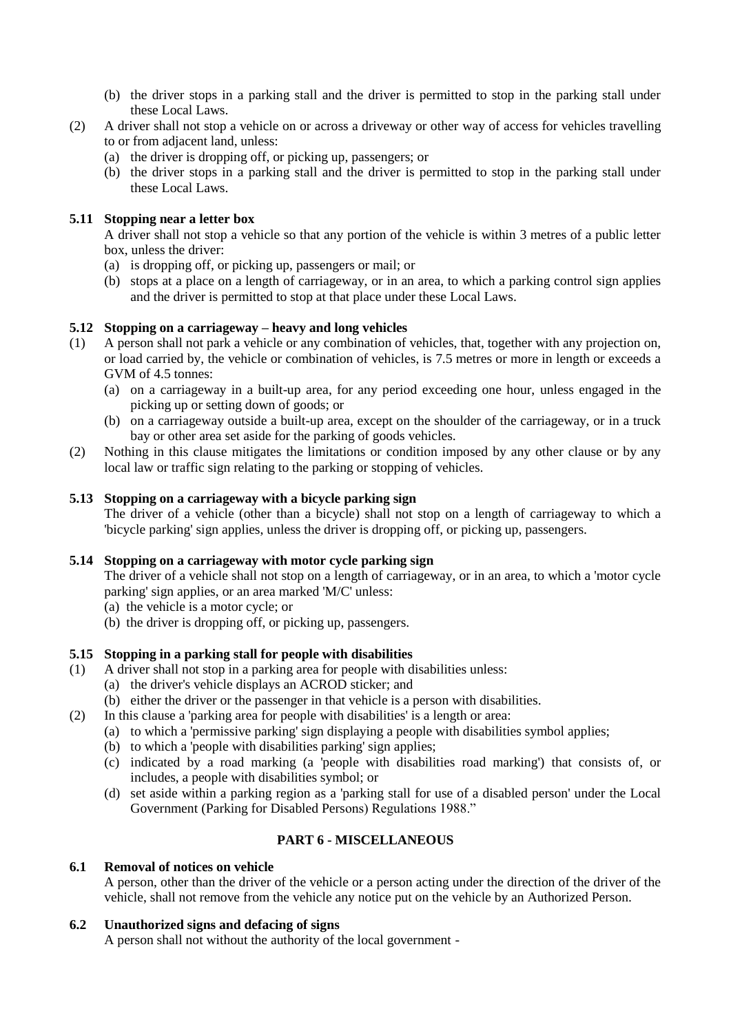(b) the driver stops in a parking stall and the driver is permitted to stop in the parking stall under these Local Laws.

(2) A driver shall not stop a vehicle on or across a driveway or other way of access for vehicles travelling to or from adjacent land, unless:

(a) the driver is dropping off, or picking up, passengers; or

(b) the driver stops in a parking stall and the driver is permitted to stop in the parking stall under these Local Laws.

**5.11 Stopping near a letter box**

A driver shall not stop a vehicle so that any portion of the vehicle is within 3 metres of a public letter box, unless the driver:

(a) is dropping off, or picking up, passengers or mail; or

(b) stops at a place on a length of carriageway, or in an area, to which a parking control sign applies and the driver is permitted to stop at that place under these Local Laws.

**5.12 Stopping on a carriageway – heavy and long vehicles**

(1) A person shall not park a vehicle or any combination of vehicles, that, together with any projection on, or load carried by, the vehicle or combination of vehicles, is 7.5 metres or more in length or exceeds a GVM of 4.5 tonnes:

(a) on a carriageway in a built-up area, for any period exceeding one hour, unless engaged in the picking up or setting down of goods; or

(b) on a carriageway outside a built-up area, except on the shoulder of the carriageway, or in a truck bay or other area set aside for the parking of goods vehicles.

(2) Nothing in this clause mitigates the limitations or condition imposed by any other clause or by any local law or traffic sign relating to the parking or stopping of vehicles.

**5.13 Stopping on a carriageway with a bicycle parking sign**

The driver of a vehicle (other than a bicycle) shall not stop on a length of carriageway to which a 'bicycle parking' sign applies, unless the driver is dropping off, or picking up, passengers.

**5.14 Stopping on a carriageway with motor cycle parking sign**

The driver of a vehicle shall not stop on a length of carriageway, or in an area, to which a 'motor cycle parking' sign applies, or an area marked 'M/C' unless:

(a) the vehicle is a motor cycle; or

(b) the driver is dropping off, or picking up, passengers.

**5.15 Stopping in a parking stall for people with disabilities**

(1) A driver shall not stop in a parking area for people with disabilities unless:

(a) the driver's vehicle displays an ACROD sticker; and

(b) either the driver or the passenger in that vehicle is a person with disabilities.

(2) In this clause a 'parking area for people with disabilities' is a length or area:

(a) to which a 'permissive parking' sign displaying a people with disabilities symbol applies;

(b) to which a 'people with disabilities parking' sign applies;

(c) indicated by a road marking (a 'people with disabilities road marking') that consists of, or includes, a people with disabilities symbol; or

(d) set aside within a parking region as a 'parking stall for use of a disabled person' under the Local Government (Parking for Disabled Persons) Regulations 1988."

**PART 6 - MISCELLANEOUS**

**6.1 Removal of notices on vehicle**

A person, other than the driver of the vehicle or a person acting under the direction of the driver of the vehicle, shall not remove from the vehicle any notice put on the vehicle by an Authorized Person.

**6.2 Unauthorized signs and defacing of signs**

A person shall not without the authority of the local government -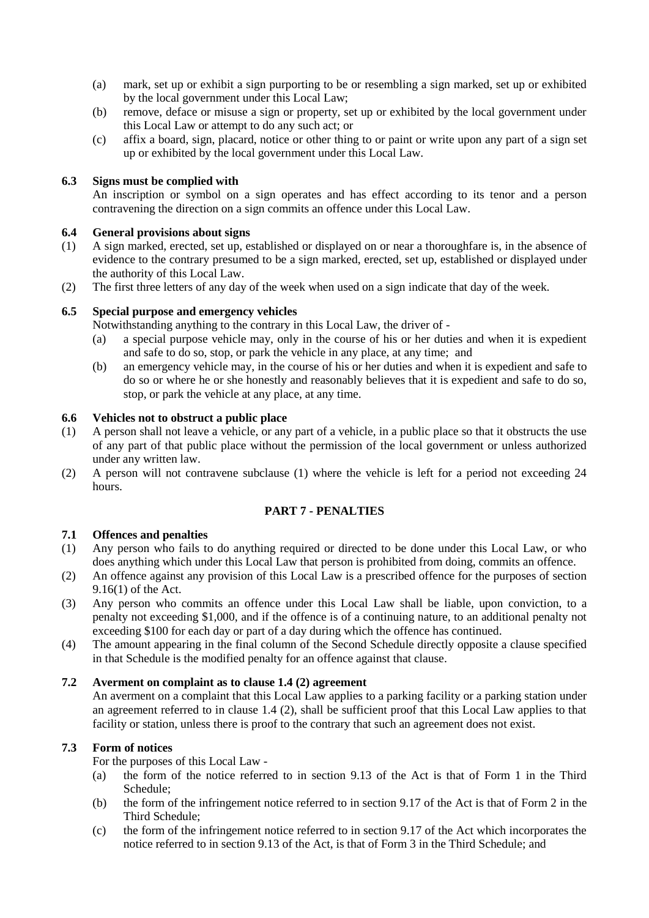(a) mark, set up or exhibit a sign purporting to be or resembling a sign marked, set up or exhibited by the local government under this Local Law;

(b) remove, deface or misuse a sign or property, set up or exhibited by the local government under this Local Law or attempt to do any such act; or

(c) affix a board, sign, placard, notice or other thing to or paint or write upon any part of a sign set up or exhibited by the local government under this Local Law.

**6.3 Signs must be complied with**

An inscription or symbol on a sign operates and has effect according to its tenor and a person contravening the direction on a sign commits an offence under this Local Law.

**6.4 General provisions about signs**

(1) A sign marked, erected, set up, established or displayed on or near a thoroughfare is, in the absence of evidence to the contrary presumed to be a sign marked, erected, set up, established or displayed under the authority of this Local Law.

(2) The first three letters of any day of the week when used on a sign indicate that day of the week.

**6.5 Special purpose and emergency vehicles**

Notwithstanding anything to the contrary in this Local Law, the driver of -

(a) a special purpose vehicle may, only in the course of his or her duties and when it is expedient and safe to do so, stop, or park the vehicle in any place, at any time; and

(b) an emergency vehicle may, in the course of his or her duties and when it is expedient and safe to do so or where he or she honestly and reasonably believes that it is expedient and safe to do so, stop, or park the vehicle at any place, at any time.

**6.6 Vehicles not to obstruct a public place**

(1) A person shall not leave a vehicle, or any part of a vehicle, in a public place so that it obstructs the use of any part of that public place without the permission of the local government or unless authorized under any written law.

(2) A person will not contravene subclause (1) where the vehicle is left for a period not exceeding 24 hours.

## PART 7 - PENALTIES

**7.1 Offences and penalties**

(1) Any person who fails to do anything required or directed to be done under this Local Law, or who does anything which under this Local Law that person is prohibited from doing, commits an offence.

(2) An offence against any provision of this Local Law is a prescribed offence for the purposes of section 9.16(1) of the Act.

(3) Any person who commits an offence under this Local Law shall be liable, upon conviction, to a penalty not exceeding $1,000, and if the offence is of a continuing nature, to an additional penalty not exceeding $100 for each day or part of a day during which the offence has continued.

(4) The amount appearing in the final column of the Second Schedule directly opposite a clause specified in that Schedule is the modified penalty for an offence against that clause.

**7.2 Averment on complaint as to clause 1.4 (2) agreement**

An averment on a complaint that this Local Law applies to a parking facility or a parking station under an agreement referred to in clause 1.4 (2), shall be sufficient proof that this Local Law applies to that facility or station, unless there is proof to the contrary that such an agreement does not exist.

**7.3 Form of notices**

For the purposes of this Local Law -

(a) the form of the notice referred to in section 9.13 of the Act is that of Form 1 in the Third Schedule;

(b) the form of the infringement notice referred to in section 9.17 of the Act is that of Form 2 in the Third Schedule;

(c) the form of the infringement notice referred to in section 9.17 of the Act which incorporates the notice referred to in section 9.13 of the Act, is that of Form 3 in the Third Schedule; and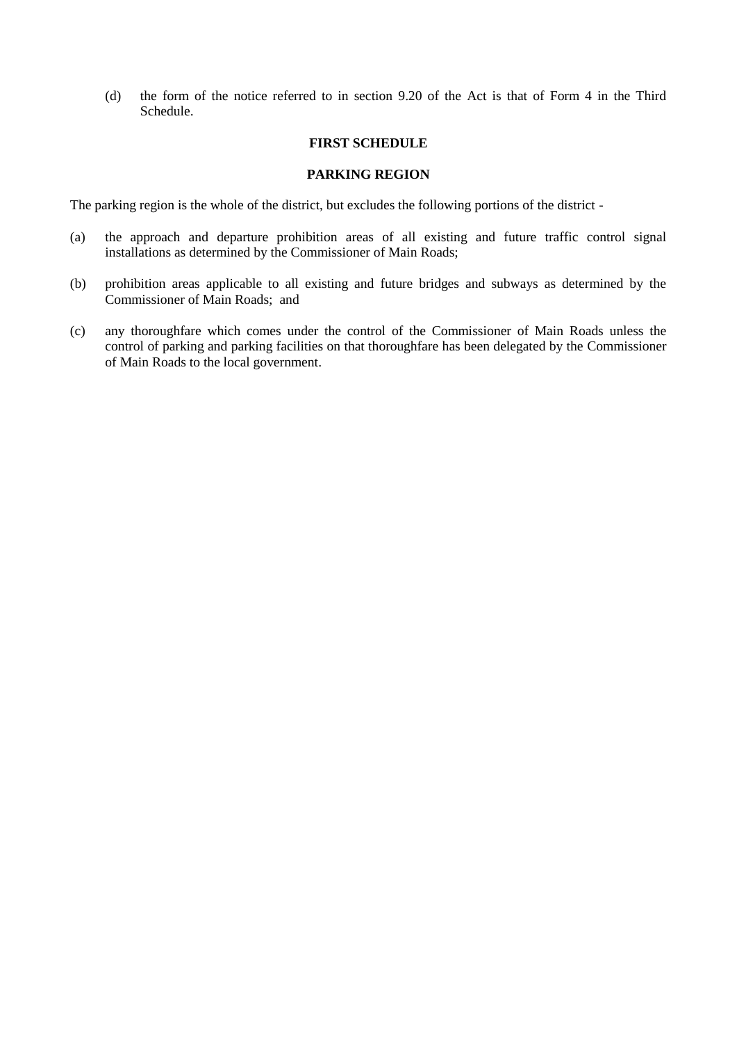(d) the form of the notice referred to in section 9.20 of the Act is that of Form 4 in the Third Schedule.

## FIRST SCHEDULE

## PARKING REGION

The parking region is the whole of the district, but excludes the following portions of the district -

(a) the approach and departure prohibition areas of all existing and future traffic control signal installations as determined by the Commissioner of Main Roads;

(b) prohibition areas applicable to all existing and future bridges and subways as determined by the Commissioner of Main Roads; and

(c) any thoroughfare which comes under the control of the Commissioner of Main Roads unless the control of parking and parking facilities on that thoroughfare has been delegated by the Commissioner of Main Roads to the local government.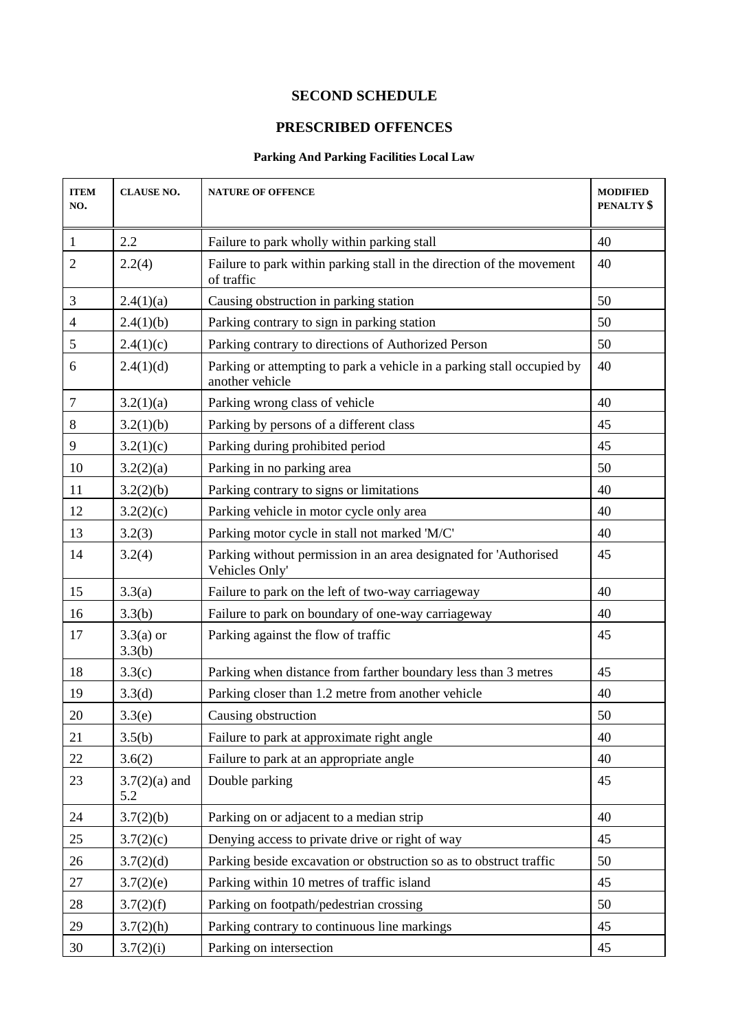# SECOND SCHEDULE

## PRESCRIBED OFFENCES

### Parking And Parking Facilities Local Law

| ITEM NO. | CLAUSE NO. | NATURE OF OFFENCE | MODIFIED PENALTY $ |
|---|---|---|---|
| 1 | 2.2 | Failure to park wholly within parking stall | 40 |
| 2 | 2.2(4) | Failure to park within parking stall in the direction of the movement of traffic | 40 |
| 3 | 2.4(1)(a) | Causing obstruction in parking station | 50 |
| 4 | 2.4(1)(b) | Parking contrary to sign in parking station | 50 |
| 5 | 2.4(1)(c) | Parking contrary to directions of Authorized Person | 50 |
| 6 | 2.4(1)(d) | Parking or attempting to park a vehicle in a parking stall occupied by another vehicle | 40 |
| 7 | 3.2(1)(a) | Parking wrong class of vehicle | 40 |
| 8 | 3.2(1)(b) | Parking by persons of a different class | 45 |
| 9 | 3.2(1)(c) | Parking during prohibited period | 45 |
| 10 | 3.2(2)(a) | Parking in no parking area | 50 |
| 11 | 3.2(2)(b) | Parking contrary to signs or limitations | 40 |
| 12 | 3.2(2)(c) | Parking vehicle in motor cycle only area | 40 |
| 13 | 3.2(3) | Parking motor cycle in stall not marked 'M/C' | 40 |
| 14 | 3.2(4) | Parking without permission in an area designated for 'Authorised Vehicles Only' | 45 |
| 15 | 3.3(a) | Failure to park on the left of two-way carriageway | 40 |
| 16 | 3.3(b) | Failure to park on boundary of one-way carriageway | 40 |
| 17 | 3.3(a) or 3.3(b) | Parking against the flow of traffic | 45 |
| 18 | 3.3(c) | Parking when distance from farther boundary less than 3 metres | 45 |
| 19 | 3.3(d) | Parking closer than 1.2 metre from another vehicle | 40 |
| 20 | 3.3(e) | Causing obstruction | 50 |
| 21 | 3.5(b) | Failure to park at approximate right angle | 40 |
| 22 | 3.6(2) | Failure to park at an appropriate angle | 40 |
| 23 | 3.7(2)(a) and 5.2 | Double parking | 45 |
| 24 | 3.7(2)(b) | Parking on or adjacent to a median strip | 40 |
| 25 | 3.7(2)(c) | Denying access to private drive or right of way | 45 |
| 26 | 3.7(2)(d) | Parking beside excavation or obstruction so as to obstruct traffic | 50 |
| 27 | 3.7(2)(e) | Parking within 10 metres of traffic island | 45 |
| 28 | 3.7(2)(f) | Parking on footpath/pedestrian crossing | 50 |
| 29 | 3.7(2)(h) | Parking contrary to continuous line markings | 45 |
| 30 | 3.7(2)(i) | Parking on intersection | 45 |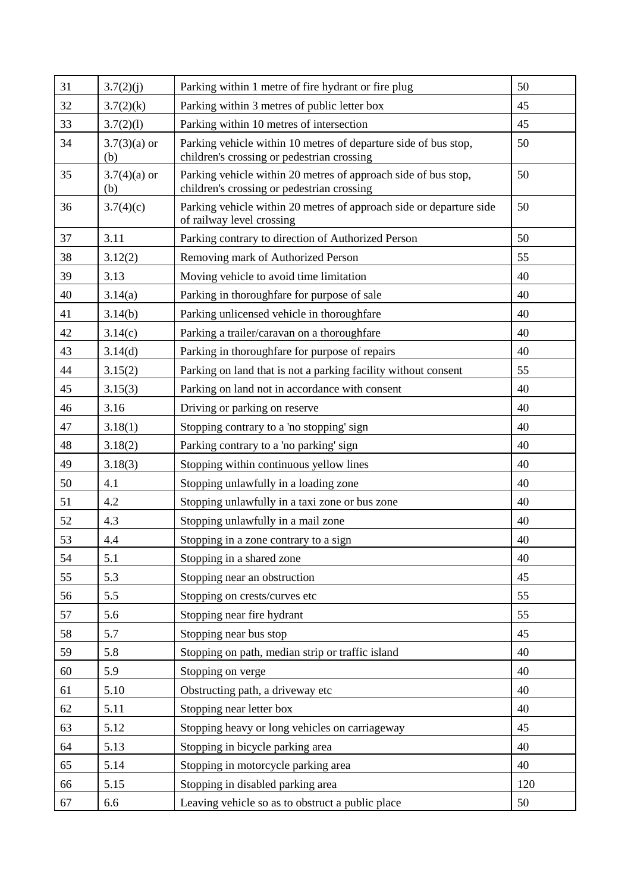| 31 | 3.7(2)(j) | Parking within 1 metre of fire hydrant or fire plug | 50 |
|---|---|---|---|
| 32 | 3.7(2)(k) | Parking within 3 metres of public letter box | 45 |
| 33 | 3.7(2)(l) | Parking within 10 metres of intersection | 45 |
| 34 | 3.7(3)(a) or (b) | Parking vehicle within 10 metres of departure side of bus stop, children's crossing or pedestrian crossing | 50 |
| 35 | 3.7(4)(a) or (b) | Parking vehicle within 20 metres of approach side of bus stop, children's crossing or pedestrian crossing | 50 |
| 36 | 3.7(4)(c) | Parking vehicle within 20 metres of approach side or departure side of railway level crossing | 50 |
| 37 | 3.11 | Parking contrary to direction of Authorized Person | 50 |
| 38 | 3.12(2) | Removing mark of Authorized Person | 55 |
| 39 | 3.13 | Moving vehicle to avoid time limitation | 40 |
| 40 | 3.14(a) | Parking in thoroughfare for purpose of sale | 40 |
| 41 | 3.14(b) | Parking unlicensed vehicle in thoroughfare | 40 |
| 42 | 3.14(c) | Parking a trailer/caravan on a thoroughfare | 40 |
| 43 | 3.14(d) | Parking in thoroughfare for purpose of repairs | 40 |
| 44 | 3.15(2) | Parking on land that is not a parking facility without consent | 55 |
| 45 | 3.15(3) | Parking on land not in accordance with consent | 40 |
| 46 | 3.16 | Driving or parking on reserve | 40 |
| 47 | 3.18(1) | Stopping contrary to a 'no stopping' sign | 40 |
| 48 | 3.18(2) | Parking contrary to a 'no parking' sign | 40 |
| 49 | 3.18(3) | Stopping within continuous yellow lines | 40 |
| 50 | 4.1 | Stopping unlawfully in a loading zone | 40 |
| 51 | 4.2 | Stopping unlawfully in a taxi zone or bus zone | 40 |
| 52 | 4.3 | Stopping unlawfully in a mail zone | 40 |
| 53 | 4.4 | Stopping in a zone contrary to a sign | 40 |
| 54 | 5.1 | Stopping in a shared zone | 40 |
| 55 | 5.3 | Stopping near an obstruction | 45 |
| 56 | 5.5 | Stopping on crests/curves etc | 55 |
| 57 | 5.6 | Stopping near fire hydrant | 55 |
| 58 | 5.7 | Stopping near bus stop | 45 |
| 59 | 5.8 | Stopping on path, median strip or traffic island | 40 |
| 60 | 5.9 | Stopping on verge | 40 |
| 61 | 5.10 | Obstructing path, a driveway etc | 40 |
| 62 | 5.11 | Stopping near letter box | 40 |
| 63 | 5.12 | Stopping heavy or long vehicles on carriageway | 45 |
| 64 | 5.13 | Stopping in bicycle parking area | 40 |
| 65 | 5.14 | Stopping in motorcycle parking area | 40 |
| 66 | 5.15 | Stopping in disabled parking area | 120 |
| 67 | 6.6 | Leaving vehicle so as to obstruct a public place | 50 |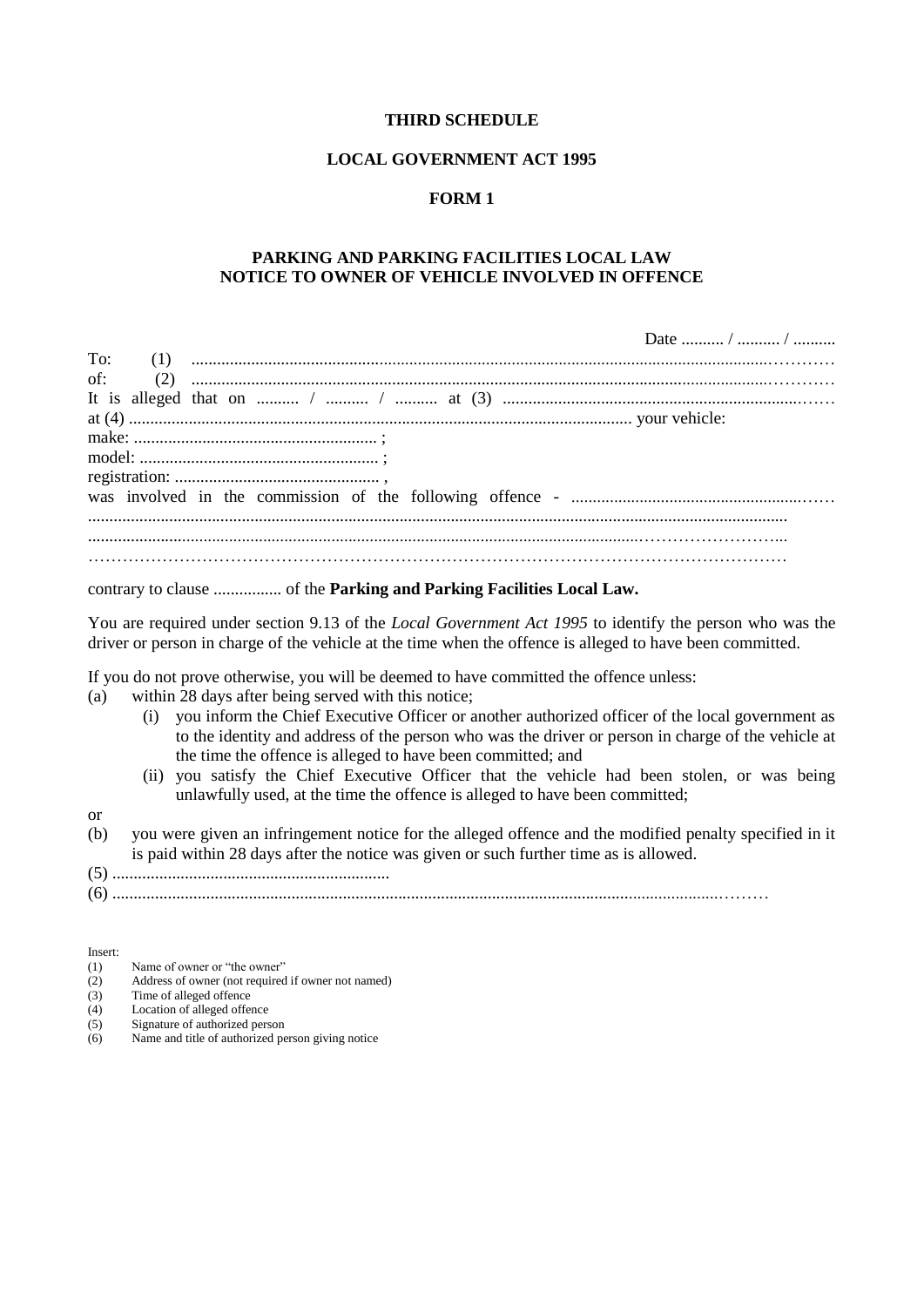**THIRD SCHEDULE**

**LOCAL GOVERNMENT ACT 1995**

**FORM 1**

**PARKING AND PARKING FACILITIES LOCAL LAW**
**NOTICE TO OWNER OF VEHICLE INVOLVED IN OFFENCE**

Date .......... / .......... / ..........

To: (1) ..............................................................................................................................................

of: (2) ..............................................................................................................................................

It is alleged that on .......... / .......... / .......... at (3) ..........................................................................

at (4) .................................................................................................................... your vehicle:

make: ........................................................ ;

model: ....................................................... ;

registration: ............................................... ,

was involved in the commission of the following offence - ..........................................................

..............................................................................................................................................

..............................................................................................................................................

..............................................................................................................................................

contrary to clause ................ of the **Parking and Parking Facilities Local Law.**

You are required under section 9.13 of the *Local Government Act 1995* to identify the person who was the driver or person in charge of the vehicle at the time when the offence is alleged to have been committed.

If you do not prove otherwise, you will be deemed to have committed the offence unless:

(a) within 28 days after being served with this notice;

  (i) you inform the Chief Executive Officer or another authorized officer of the local government as to the identity and address of the person who was the driver or person in charge of the vehicle at the time the offence is alleged to have been committed; and

  (ii) you satisfy the Chief Executive Officer that the vehicle had been stolen, or was being unlawfully used, at the time the offence is alleged to have been committed;

or

(b) you were given an infringement notice for the alleged offence and the modified penalty specified in it is paid within 28 days after the notice was given or such further time as is allowed.

(5) ................................................................

(6) ..............................................................................................................................................

Insert:

(1) Name of owner or "the owner"
(2) Address of owner (not required if owner not named)
(3) Time of alleged offence
(4) Location of alleged offence
(5) Signature of authorized person
(6) Name and title of authorized person giving notice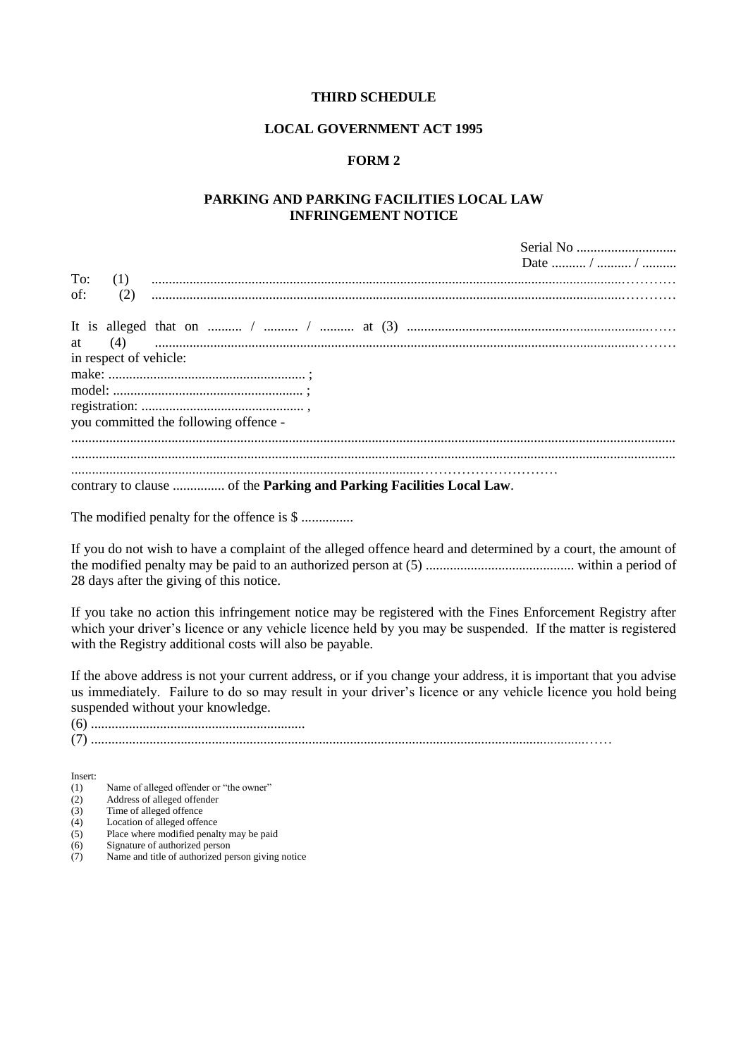**THIRD SCHEDULE**

**LOCAL GOVERNMENT ACT 1995**

**FORM 2**

**PARKING AND PARKING FACILITIES LOCAL LAW**
**INFRINGEMENT NOTICE**

Serial No ............................
Date .......... / .......... / ..........

To: (1) ...........................................................................................................................................

of: (2) ...........................................................................................................................................

It is alleged that on .......... / .......... / .......... at (3) ........................................................................
at (4) ...........................................................................................................................................
in respect of vehicle:
make: ......................................................... ;
model: ....................................................... ;
registration: ............................................... ,
you committed the following offence -
...........................................................................................................................................................
...........................................................................................................................................................
.........................................................................................................................
contrary to clause ............... of the **Parking and Parking Facilities Local Law**.

The modified penalty for the offence is $ ...............

If you do not wish to have a complaint of the alleged offence heard and determined by a court, the amount of the modified penalty may be paid to an authorized person at (5) ........................................... within a period of 28 days after the giving of this notice.

If you take no action this infringement notice may be registered with the Fines Enforcement Registry after which your driver's licence or any vehicle licence held by you may be suspended. If the matter is registered with the Registry additional costs will also be payable.

If the above address is not your current address, or if you change your address, it is important that you advise us immediately. Failure to do so may result in your driver's licence or any vehicle licence you hold being suspended without your knowledge.

(6) .............................................................

(7) ..............................................................................................................................................

Insert:

(1) Name of alleged offender or "the owner"
(2) Address of alleged offender
(3) Time of alleged offence
(4) Location of alleged offence
(5) Place where modified penalty may be paid
(6) Signature of authorized person
(7) Name and title of authorized person giving notice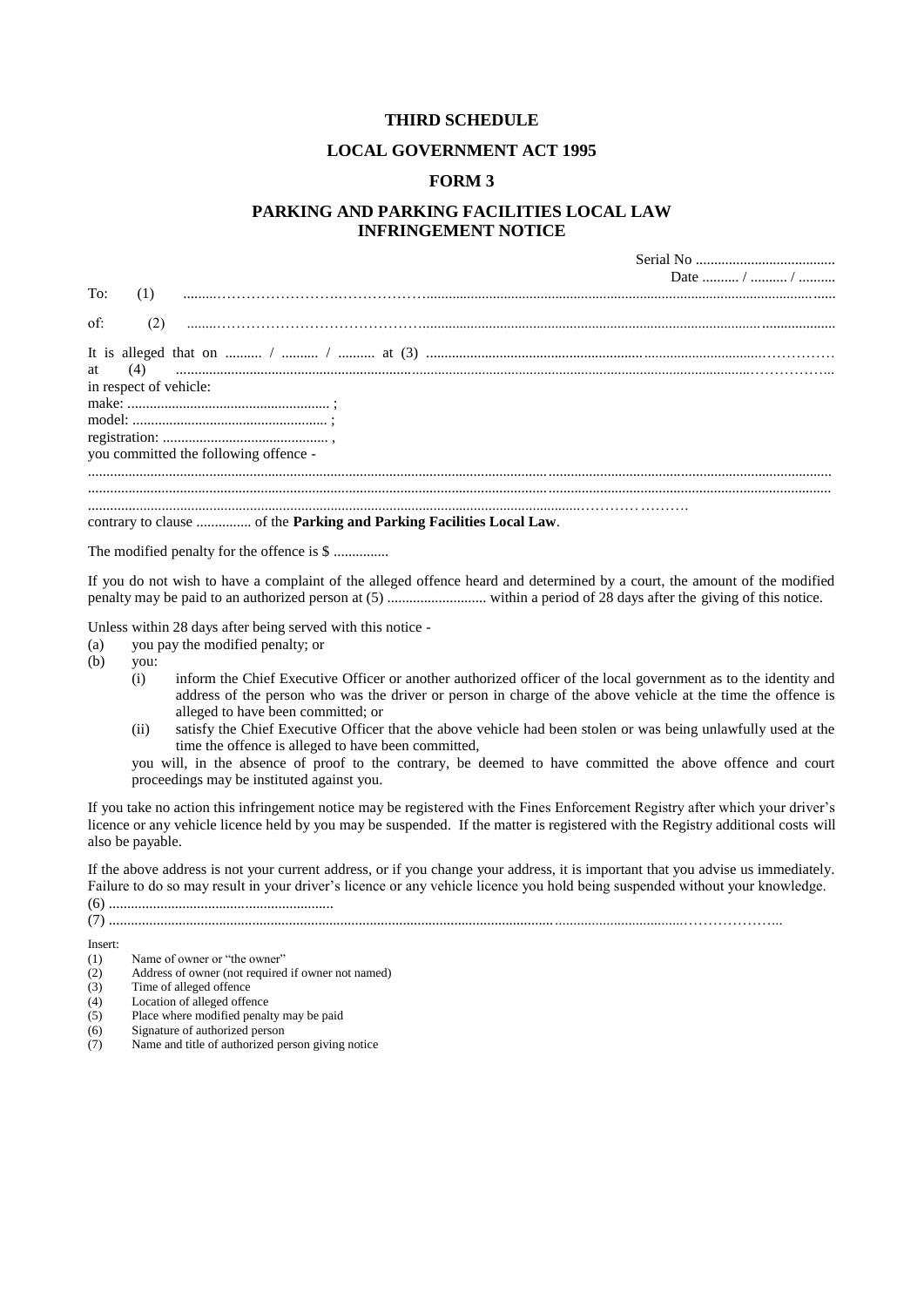# THIRD SCHEDULE

## LOCAL GOVERNMENT ACT 1995

## FORM 3

## PARKING AND PARKING FACILITIES LOCAL LAW INFRINGEMENT NOTICE

Serial No ......................................

Date .......... / .......... / ..........

To: (1) ..........................................................................................................................................................................

of: (2) ..........................................................................................................................................................................

It is alleged that on .......... / .......... / .......... at (3) ..............................................................................................................

at (4) ..........................................................................................................................................................................

in respect of vehicle:

make: ....................................................... ;

model: ..................................................... ;

registration: ............................................. ,

you committed the following offence -

..........................................................................................................................................................................................

..........................................................................................................................................................................................

..........................................................................................................................................................................

contrary to clause ............... of the **Parking and Parking Facilities Local Law**.

The modified penalty for the offence is $ ...............

If you do not wish to have a complaint of the alleged offence heard and determined by a court, the amount of the modified penalty may be paid to an authorized person at (5) ........................... within a period of 28 days after the giving of this notice.

Unless within 28 days after being served with this notice -

(a) you pay the modified penalty; or

(b) you:

   (i) inform the Chief Executive Officer or another authorized officer of the local government as to the identity and address of the person who was the driver or person in charge of the above vehicle at the time the offence is alleged to have been committed; or

   (ii) satisfy the Chief Executive Officer that the above vehicle had been stolen or was being unlawfully used at the time the offence is alleged to have been committed,

   you will, in the absence of proof to the contrary, be deemed to have committed the above offence and court proceedings may be instituted against you.

If you take no action this infringement notice may be registered with the Fines Enforcement Registry after which your driver's licence or any vehicle licence held by you may be suspended. If the matter is registered with the Registry additional costs will also be payable.

If the above address is not your current address, or if you change your address, it is important that you advise us immediately. Failure to do so may result in your driver's licence or any vehicle licence you hold being suspended without your knowledge.

(6) .............................................................

(7) ..........................................................................................................................................................................

Insert:

(1) Name of owner or "the owner"
(2) Address of owner (not required if owner not named)
(3) Time of alleged offence
(4) Location of alleged offence
(5) Place where modified penalty may be paid
(6) Signature of authorized person
(7) Name and title of authorized person giving notice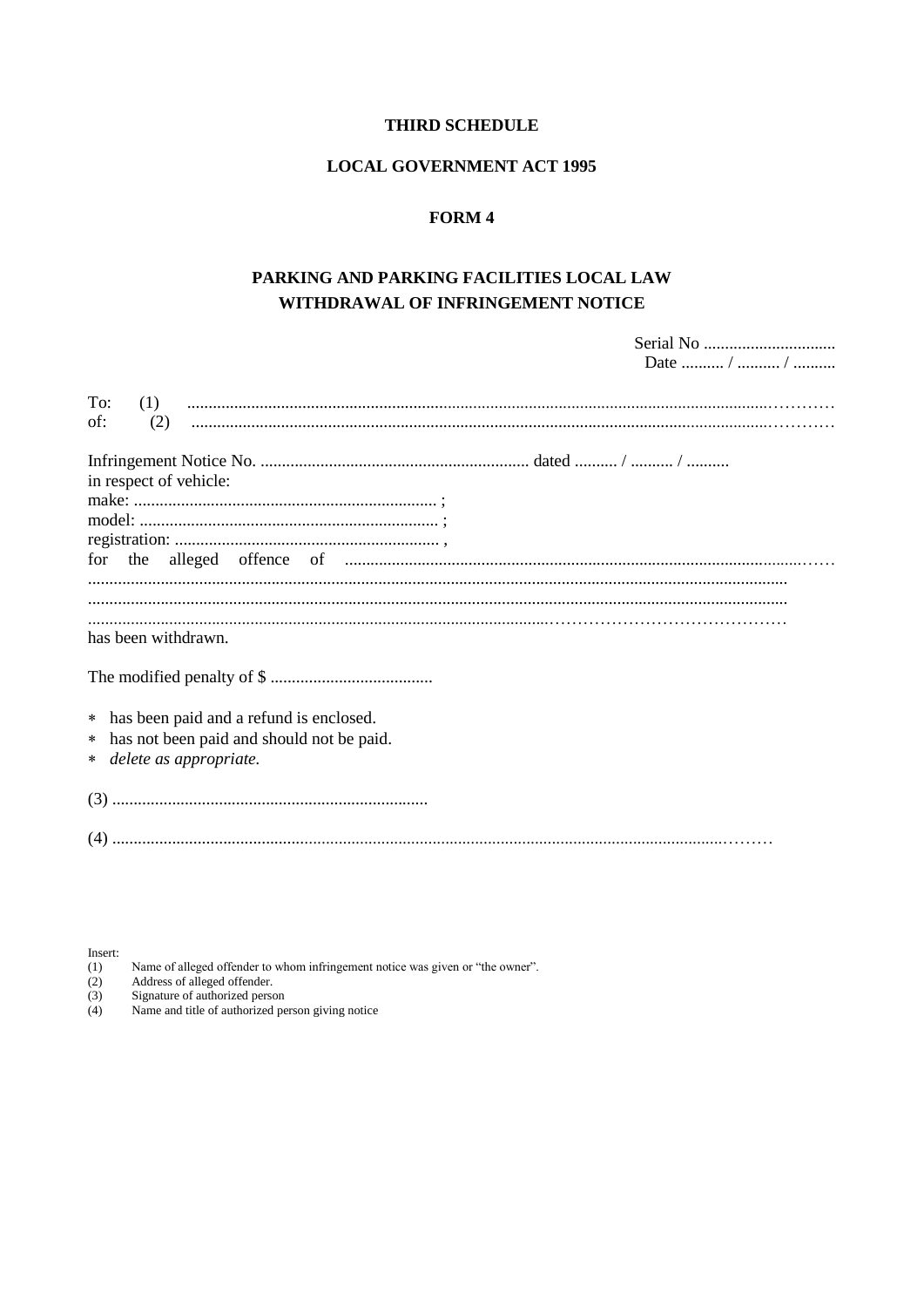**THIRD SCHEDULE**

**LOCAL GOVERNMENT ACT 1995**

**FORM 4**

**PARKING AND PARKING FACILITIES LOCAL LAW**
**WITHDRAWAL OF INFRINGEMENT NOTICE**

Serial No ...............................
Date .......... / .......... / ..........

To: (1) ....................................................................................................................................
of: (2) ....................................................................................................................................

Infringement Notice No. ............................................................... dated .......... / .......... / ..........
in respect of vehicle:
make: ...................................................................... ;
model: ..................................................................... ;
registration: ............................................................. ,
for the alleged offence of ..........................................................................................................
.................................................................................................................................................
.................................................................................................................................................
.................................................................................................................................................
has been withdrawn.

The modified penalty of $ ......................................

∗ has been paid and a refund is enclosed.
∗ has not been paid and should not be paid.
∗ *delete as appropriate.*

(3) .........................................................................

(4) .........................................................................................................................................

Insert:
(1) Name of alleged offender to whom infringement notice was given or "the owner".
(2) Address of alleged offender.
(3) Signature of authorized person
(4) Name and title of authorized person giving notice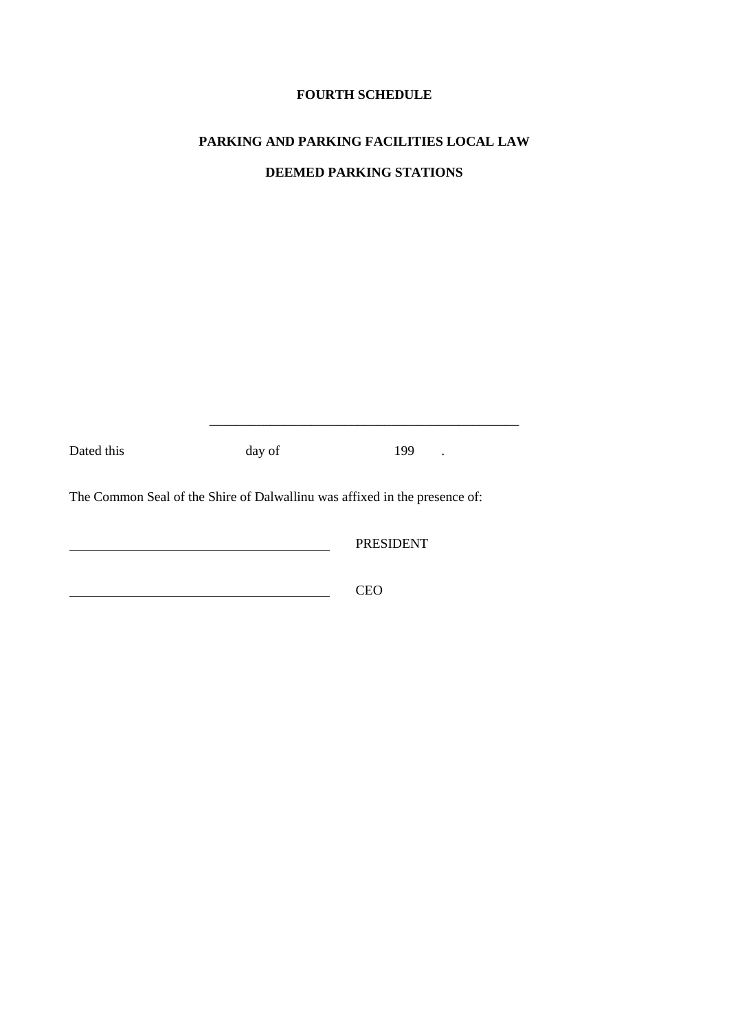**FOURTH SCHEDULE**

**PARKING AND PARKING FACILITIES LOCAL LAW**

**DEEMED PARKING STATIONS**

---

Dated this day of 199 .

The Common Seal of the Shire of Dalwallinu was affixed in the presence of:

\_\_\_\_\_\_\_\_\_\_\_\_\_\_\_\_\_\_\_\_\_\_\_\_\_\_\_\_\_\_\_\_ PRESIDENT

\_\_\_\_\_\_\_\_\_\_\_\_\_\_\_\_\_\_\_\_\_\_\_\_\_\_\_\_\_\_\_\_ CEO